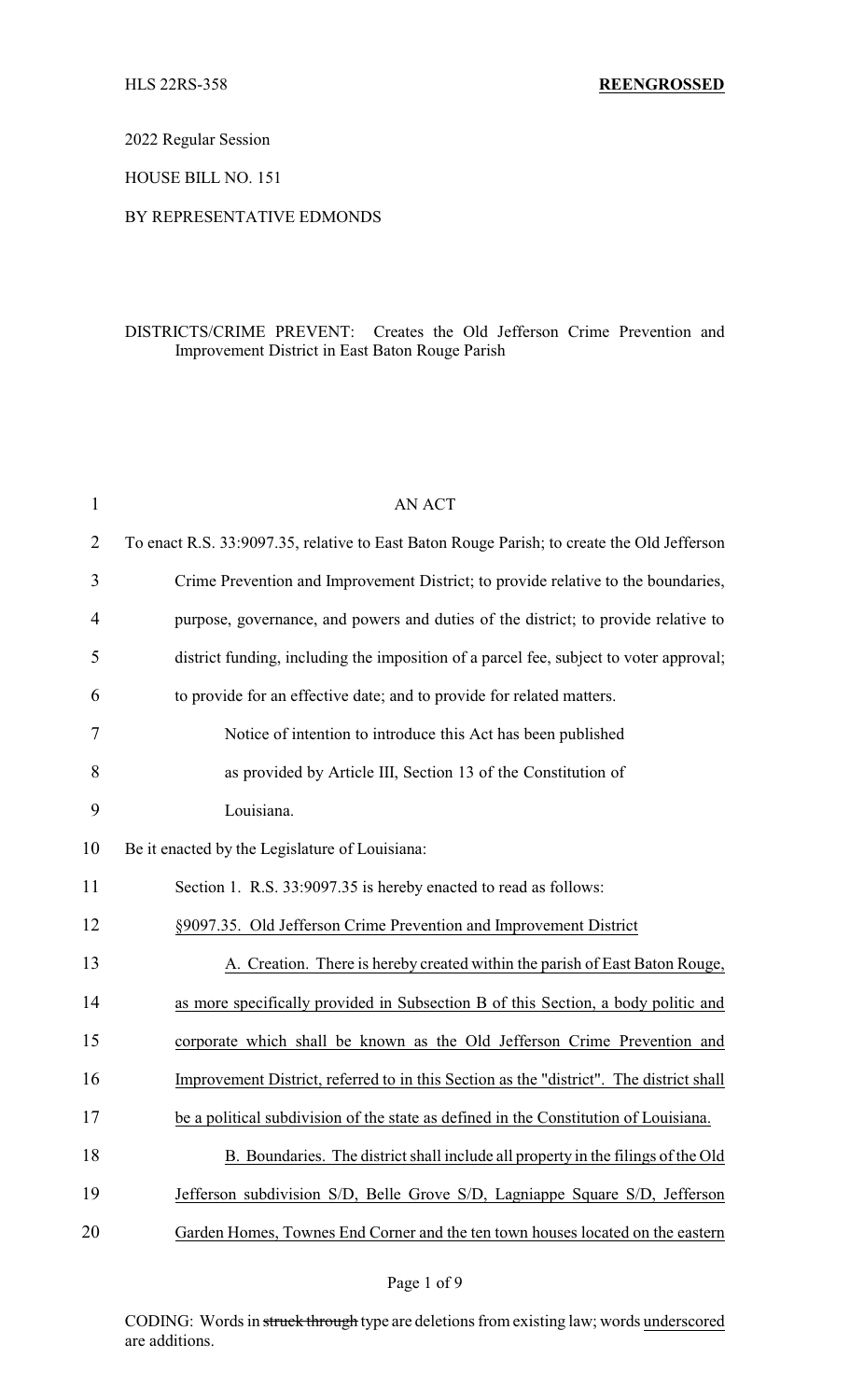HLS 22RS-358 **REENGROSSED**

2022 Regular Session

HOUSE BILL NO. 151

BY REPRESENTATIVE EDMONDS

DISTRICTS/CRIME PREVENT: Creates the Old Jefferson Crime Prevention and Improvement District in East Baton Rouge Parish

AN ACT

To enact R.S. 33:9097.35, relative to East Baton Rouge Parish; to create the Old Jefferson Crime Prevention and Improvement District; to provide relative to the boundaries, purpose, governance, and powers and duties of the district; to provide relative to district funding, including the imposition of a parcel fee, subject to voter approval; to provide for an effective date; and to provide for related matters.

Notice of intention to introduce this Act has been published as provided by Article III, Section 13 of the Constitution of Louisiana.

Be it enacted by the Legislature of Louisiana:

Section 1. R.S. 33:9097.35 is hereby enacted to read as follows:

§9097.35. Old Jefferson Crime Prevention and Improvement District

A. Creation. There is hereby created within the parish of East Baton Rouge, as more specifically provided in Subsection B of this Section, a body politic and corporate which shall be known as the Old Jefferson Crime Prevention and Improvement District, referred to in this Section as the "district". The district shall be a political subdivision of the state as defined in the Constitution of Louisiana.

B. Boundaries. The district shall include all property in the filings of the Old Jefferson subdivision S/D, Belle Grove S/D, Lagniappe Square S/D, Jefferson Garden Homes, Townes End Corner and the ten town houses located on the eastern

CODING: Words in ~~struck through~~ type are deletions from existing law; words underscored are additions.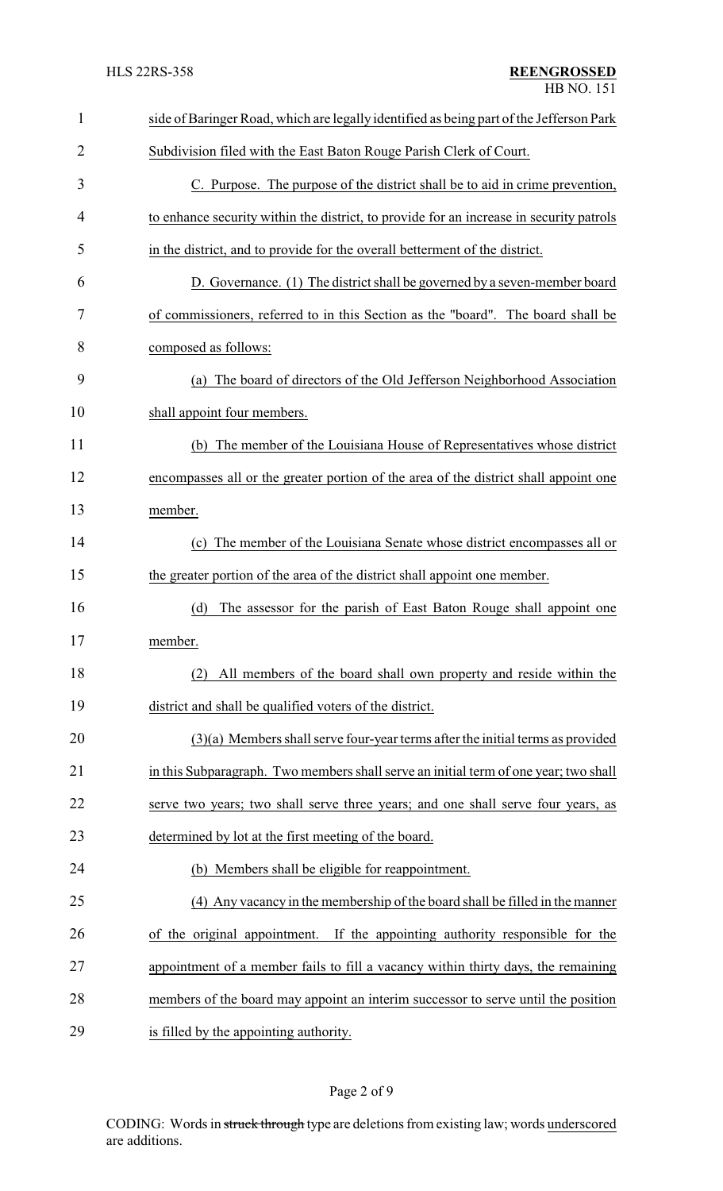side of Baringer Road, which are legally identified as being part of the Jefferson Park Subdivision filed with the East Baton Rouge Parish Clerk of Court.

C. Purpose. The purpose of the district shall be to aid in crime prevention, to enhance security within the district, to provide for an increase in security patrols in the district, and to provide for the overall betterment of the district.

D. Governance. (1) The district shall be governed by a seven-member board of commissioners, referred to in this Section as the "board". The board shall be composed as follows:

(a) The board of directors of the Old Jefferson Neighborhood Association shall appoint four members.

(b) The member of the Louisiana House of Representatives whose district encompasses all or the greater portion of the area of the district shall appoint one member.

(c) The member of the Louisiana Senate whose district encompasses all or the greater portion of the area of the district shall appoint one member.

(d) The assessor for the parish of East Baton Rouge shall appoint one member.

(2) All members of the board shall own property and reside within the district and shall be qualified voters of the district.

(3)(a) Members shall serve four-year terms after the initial terms as provided in this Subparagraph. Two members shall serve an initial term of one year; two shall serve two years; two shall serve three years; and one shall serve four years, as determined by lot at the first meeting of the board.

(b) Members shall be eligible for reappointment.

(4) Any vacancy in the membership of the board shall be filled in the manner of the original appointment. If the appointing authority responsible for the appointment of a member fails to fill a vacancy within thirty days, the remaining members of the board may appoint an interim successor to serve until the position is filled by the appointing authority.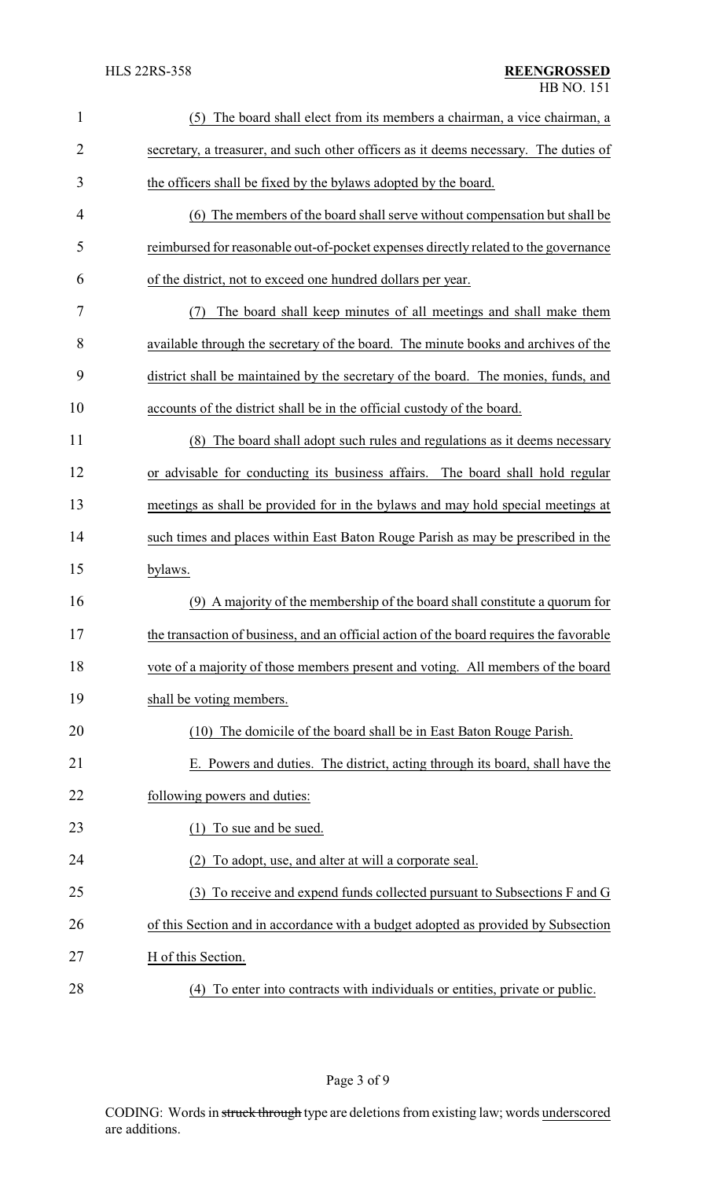(5) The board shall elect from its members a chairman, a vice chairman, a secretary, a treasurer, and such other officers as it deems necessary. The duties of the officers shall be fixed by the bylaws adopted by the board.

(6) The members of the board shall serve without compensation but shall be reimbursed for reasonable out-of-pocket expenses directly related to the governance of the district, not to exceed one hundred dollars per year.

(7) The board shall keep minutes of all meetings and shall make them available through the secretary of the board. The minute books and archives of the district shall be maintained by the secretary of the board. The monies, funds, and accounts of the district shall be in the official custody of the board.

(8) The board shall adopt such rules and regulations as it deems necessary or advisable for conducting its business affairs. The board shall hold regular meetings as shall be provided for in the bylaws and may hold special meetings at such times and places within East Baton Rouge Parish as may be prescribed in the bylaws.

(9) A majority of the membership of the board shall constitute a quorum for the transaction of business, and an official action of the board requires the favorable vote of a majority of those members present and voting. All members of the board shall be voting members.

(10) The domicile of the board shall be in East Baton Rouge Parish.

E. Powers and duties. The district, acting through its board, shall have the following powers and duties:

(1) To sue and be sued.

(2) To adopt, use, and alter at will a corporate seal.

(3) To receive and expend funds collected pursuant to Subsections F and G of this Section and in accordance with a budget adopted as provided by Subsection H of this Section.

(4) To enter into contracts with individuals or entities, private or public.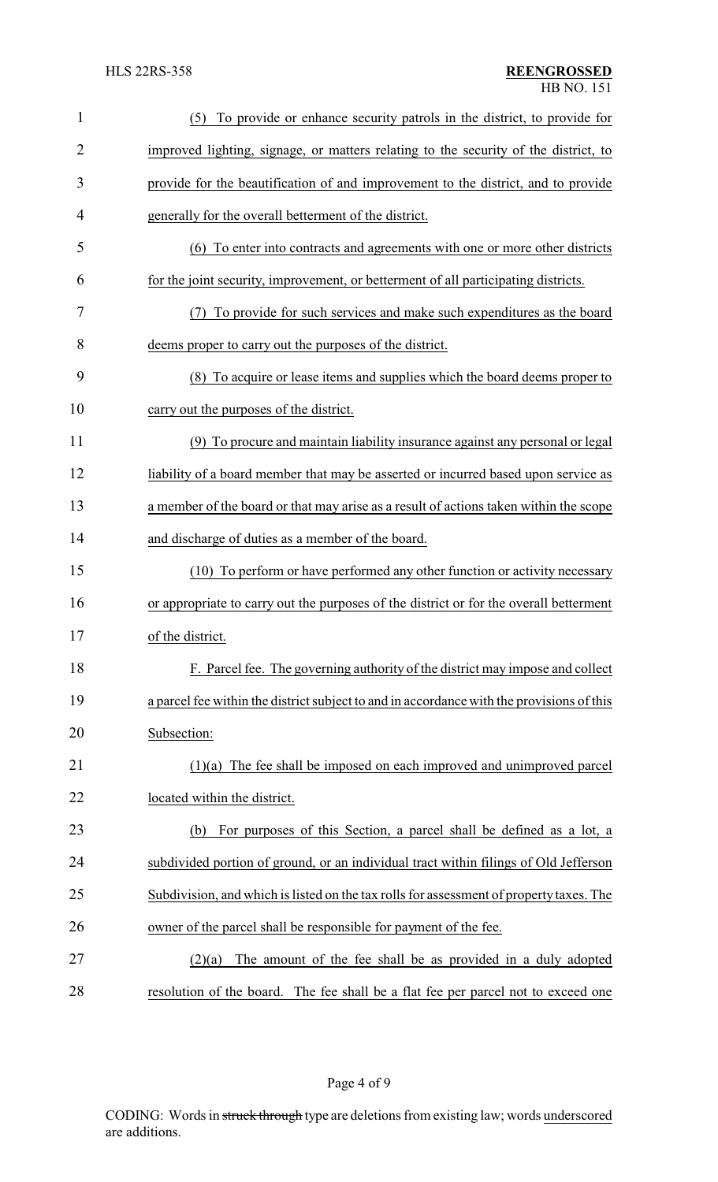(5) To provide or enhance security patrols in the district, to provide for improved lighting, signage, or matters relating to the security of the district, to provide for the beautification of and improvement to the district, and to provide generally for the overall betterment of the district.

(6) To enter into contracts and agreements with one or more other districts for the joint security, improvement, or betterment of all participating districts.

(7) To provide for such services and make such expenditures as the board deems proper to carry out the purposes of the district.

(8) To acquire or lease items and supplies which the board deems proper to carry out the purposes of the district.

(9) To procure and maintain liability insurance against any personal or legal liability of a board member that may be asserted or incurred based upon service as a member of the board or that may arise as a result of actions taken within the scope and discharge of duties as a member of the board.

(10) To perform or have performed any other function or activity necessary or appropriate to carry out the purposes of the district or for the overall betterment of the district.

F. Parcel fee. The governing authority of the district may impose and collect a parcel fee within the district subject to and in accordance with the provisions of this Subsection:

(1)(a) The fee shall be imposed on each improved and unimproved parcel located within the district.

(b) For purposes of this Section, a parcel shall be defined as a lot, a subdivided portion of ground, or an individual tract within filings of Old Jefferson Subdivision, and which is listed on the tax rolls for assessment of property taxes. The owner of the parcel shall be responsible for payment of the fee.

(2)(a) The amount of the fee shall be as provided in a duly adopted resolution of the board. The fee shall be a flat fee per parcel not to exceed one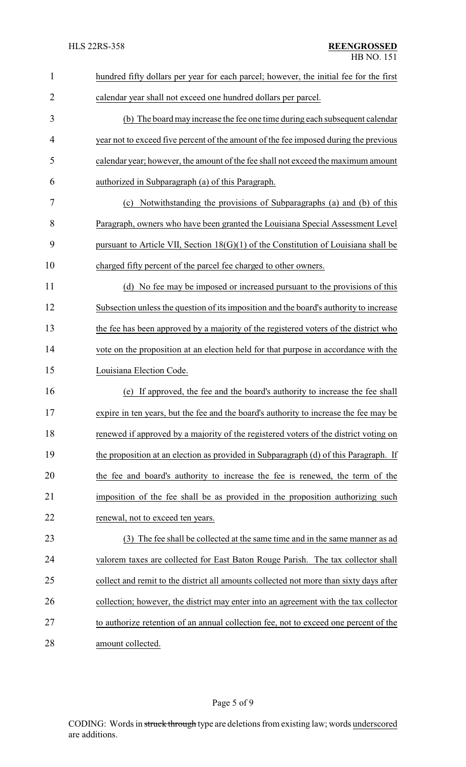hundred fifty dollars per year for each parcel; however, the initial fee for the first calendar year shall not exceed one hundred dollars per parcel.

(b) The board may increase the fee one time during each subsequent calendar year not to exceed five percent of the amount of the fee imposed during the previous calendar year; however, the amount of the fee shall not exceed the maximum amount authorized in Subparagraph (a) of this Paragraph.

(c) Notwithstanding the provisions of Subparagraphs (a) and (b) of this Paragraph, owners who have been granted the Louisiana Special Assessment Level pursuant to Article VII, Section 18(G)(1) of the Constitution of Louisiana shall be charged fifty percent of the parcel fee charged to other owners.

(d) No fee may be imposed or increased pursuant to the provisions of this Subsection unless the question of its imposition and the board's authority to increase the fee has been approved by a majority of the registered voters of the district who vote on the proposition at an election held for that purpose in accordance with the Louisiana Election Code.

(e) If approved, the fee and the board's authority to increase the fee shall expire in ten years, but the fee and the board's authority to increase the fee may be renewed if approved by a majority of the registered voters of the district voting on the proposition at an election as provided in Subparagraph (d) of this Paragraph. If the fee and board's authority to increase the fee is renewed, the term of the imposition of the fee shall be as provided in the proposition authorizing such renewal, not to exceed ten years.

(3) The fee shall be collected at the same time and in the same manner as ad valorem taxes are collected for East Baton Rouge Parish. The tax collector shall collect and remit to the district all amounts collected not more than sixty days after collection; however, the district may enter into an agreement with the tax collector to authorize retention of an annual collection fee, not to exceed one percent of the amount collected.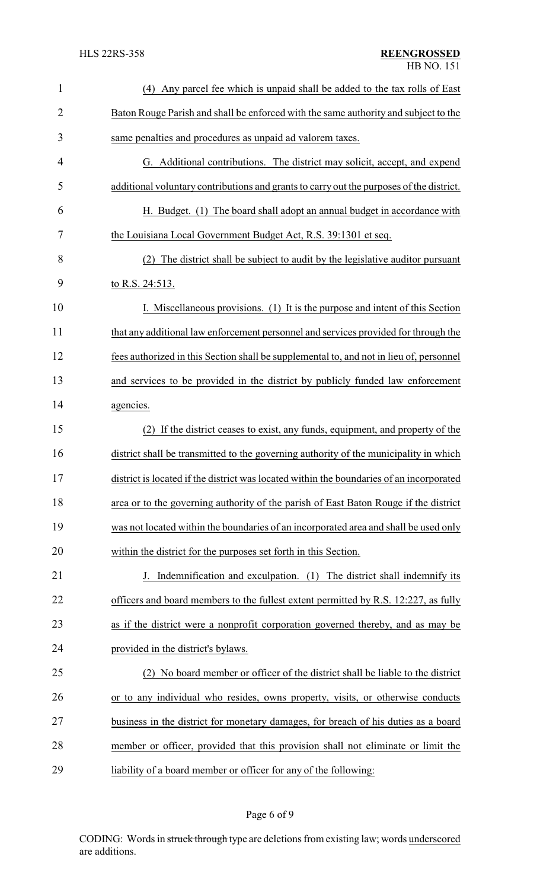(4) Any parcel fee which is unpaid shall be added to the tax rolls of East Baton Rouge Parish and shall be enforced with the same authority and subject to the same penalties and procedures as unpaid ad valorem taxes.

G. Additional contributions. The district may solicit, accept, and expend additional voluntary contributions and grants to carry out the purposes of the district.

H. Budget. (1) The board shall adopt an annual budget in accordance with the Louisiana Local Government Budget Act, R.S. 39:1301 et seq.

(2) The district shall be subject to audit by the legislative auditor pursuant to R.S. 24:513.

I. Miscellaneous provisions. (1) It is the purpose and intent of this Section that any additional law enforcement personnel and services provided for through the fees authorized in this Section shall be supplemental to, and not in lieu of, personnel and services to be provided in the district by publicly funded law enforcement agencies.

(2) If the district ceases to exist, any funds, equipment, and property of the district shall be transmitted to the governing authority of the municipality in which district is located if the district was located within the boundaries of an incorporated area or to the governing authority of the parish of East Baton Rouge if the district was not located within the boundaries of an incorporated area and shall be used only within the district for the purposes set forth in this Section.

J. Indemnification and exculpation. (1) The district shall indemnify its officers and board members to the fullest extent permitted by R.S. 12:227, as fully as if the district were a nonprofit corporation governed thereby, and as may be provided in the district's bylaws.

(2) No board member or officer of the district shall be liable to the district or to any individual who resides, owns property, visits, or otherwise conducts business in the district for monetary damages, for breach of his duties as a board member or officer, provided that this provision shall not eliminate or limit the liability of a board member or officer for any of the following: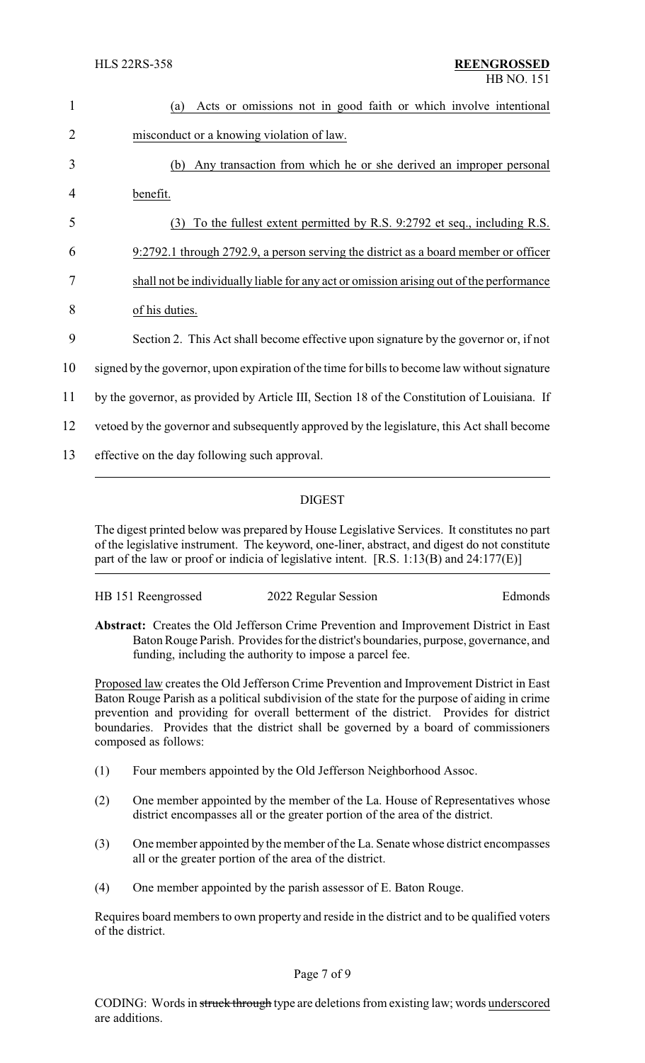(a) Acts or omissions not in good faith or which involve intentional misconduct or a knowing violation of law.

(b) Any transaction from which he or she derived an improper personal benefit.

(3) To the fullest extent permitted by R.S. 9:2792 et seq., including R.S. 9:2792.1 through 2792.9, a person serving the district as a board member or officer shall not be individually liable for any act or omission arising out of the performance of his duties.

Section 2. This Act shall become effective upon signature by the governor or, if not signed by the governor, upon expiration of the time for bills to become law without signature by the governor, as provided by Article III, Section 18 of the Constitution of Louisiana. If vetoed by the governor and subsequently approved by the legislature, this Act shall become effective on the day following such approval.

---

## DIGEST

The digest printed below was prepared by House Legislative Services. It constitutes no part of the legislative instrument. The keyword, one-liner, abstract, and digest do not constitute part of the law or proof or indicia of legislative intent. [R.S. 1:13(B) and 24:177(E)]

---

HB 151 Reengrossed    2022 Regular Session    Edmonds

**Abstract:** Creates the Old Jefferson Crime Prevention and Improvement District in East Baton Rouge Parish. Provides for the district's boundaries, purpose, governance, and funding, including the authority to impose a parcel fee.

Proposed law creates the Old Jefferson Crime Prevention and Improvement District in East Baton Rouge Parish as a political subdivision of the state for the purpose of aiding in crime prevention and providing for overall betterment of the district. Provides for district boundaries. Provides that the district shall be governed by a board of commissioners composed as follows:

(1) Four members appointed by the Old Jefferson Neighborhood Assoc.

(2) One member appointed by the member of the La. House of Representatives whose district encompasses all or the greater portion of the area of the district.

(3) One member appointed by the member of the La. Senate whose district encompasses all or the greater portion of the area of the district.

(4) One member appointed by the parish assessor of E. Baton Rouge.

Requires board members to own property and reside in the district and to be qualified voters of the district.

CODING: Words in ~~struck through~~ type are deletions from existing law; words underscored are additions.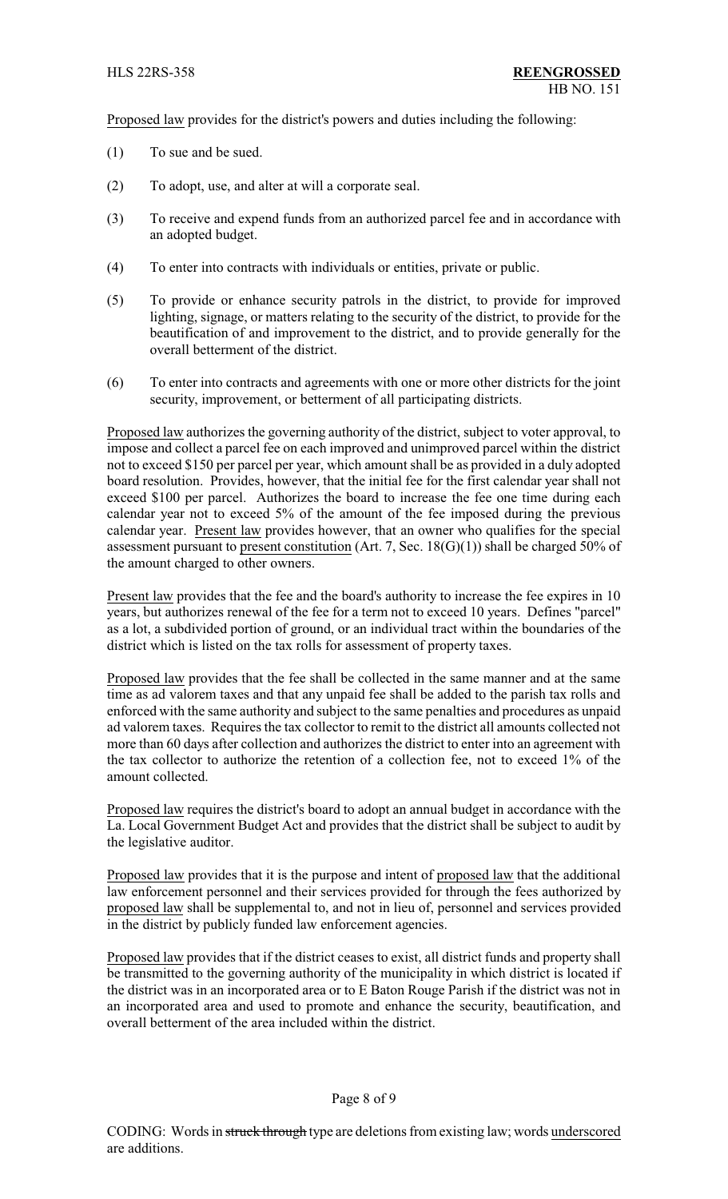Proposed law provides for the district's powers and duties including the following:

(1) To sue and be sued.

(2) To adopt, use, and alter at will a corporate seal.

(3) To receive and expend funds from an authorized parcel fee and in accordance with an adopted budget.

(4) To enter into contracts with individuals or entities, private or public.

(5) To provide or enhance security patrols in the district, to provide for improved lighting, signage, or matters relating to the security of the district, to provide for the beautification of and improvement to the district, and to provide generally for the overall betterment of the district.

(6) To enter into contracts and agreements with one or more other districts for the joint security, improvement, or betterment of all participating districts.

Proposed law authorizes the governing authority of the district, subject to voter approval, to impose and collect a parcel fee on each improved and unimproved parcel within the district not to exceed $150 per parcel per year, which amount shall be as provided in a duly adopted board resolution. Provides, however, that the initial fee for the first calendar year shall not exceed $100 per parcel. Authorizes the board to increase the fee one time during each calendar year not to exceed 5% of the amount of the fee imposed during the previous calendar year. Present law provides however, that an owner who qualifies for the special assessment pursuant to present constitution (Art. 7, Sec. 18(G)(1)) shall be charged 50% of the amount charged to other owners.

Present law provides that the fee and the board's authority to increase the fee expires in 10 years, but authorizes renewal of the fee for a term not to exceed 10 years. Defines "parcel" as a lot, a subdivided portion of ground, or an individual tract within the boundaries of the district which is listed on the tax rolls for assessment of property taxes.

Proposed law provides that the fee shall be collected in the same manner and at the same time as ad valorem taxes and that any unpaid fee shall be added to the parish tax rolls and enforced with the same authority and subject to the same penalties and procedures as unpaid ad valorem taxes. Requires the tax collector to remit to the district all amounts collected not more than 60 days after collection and authorizes the district to enter into an agreement with the tax collector to authorize the retention of a collection fee, not to exceed 1% of the amount collected.

Proposed law requires the district's board to adopt an annual budget in accordance with the La. Local Government Budget Act and provides that the district shall be subject to audit by the legislative auditor.

Proposed law provides that it is the purpose and intent of proposed law that the additional law enforcement personnel and their services provided for through the fees authorized by proposed law shall be supplemental to, and not in lieu of, personnel and services provided in the district by publicly funded law enforcement agencies.

Proposed law provides that if the district ceases to exist, all district funds and property shall be transmitted to the governing authority of the municipality in which district is located if the district was in an incorporated area or to E Baton Rouge Parish if the district was not in an incorporated area and used to promote and enhance the security, beautification, and overall betterment of the area included within the district.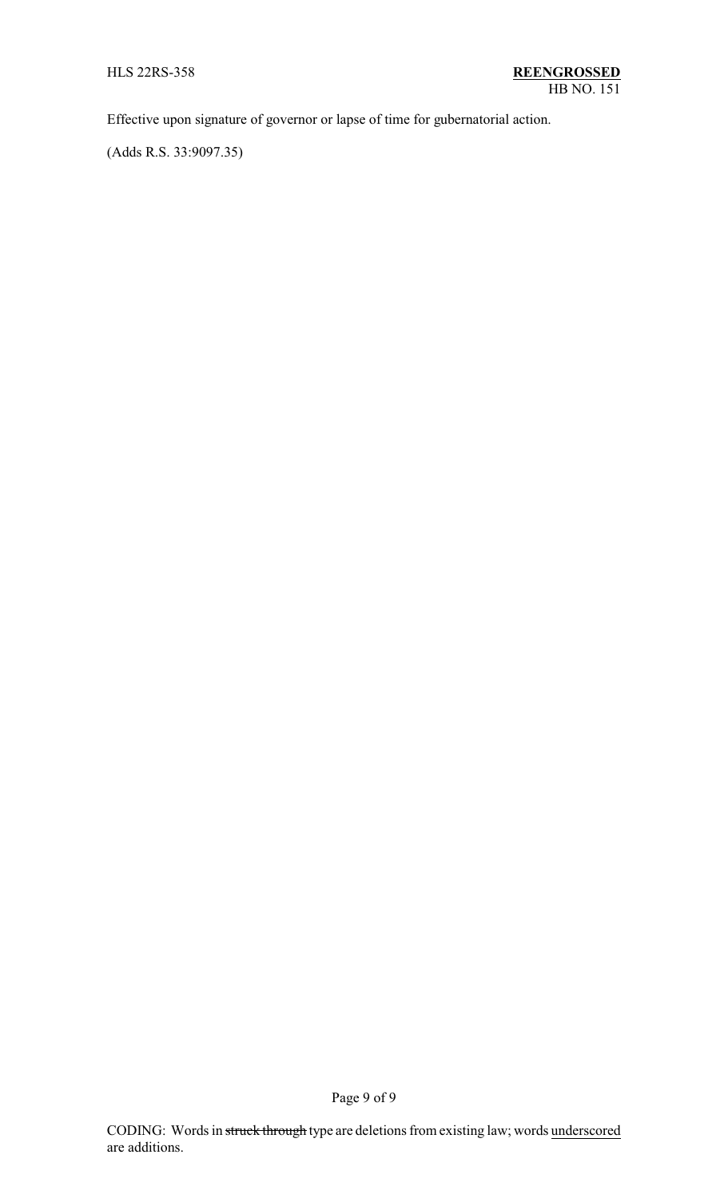Effective upon signature of governor or lapse of time for gubernatorial action.

(Adds R.S. 33:9097.35)